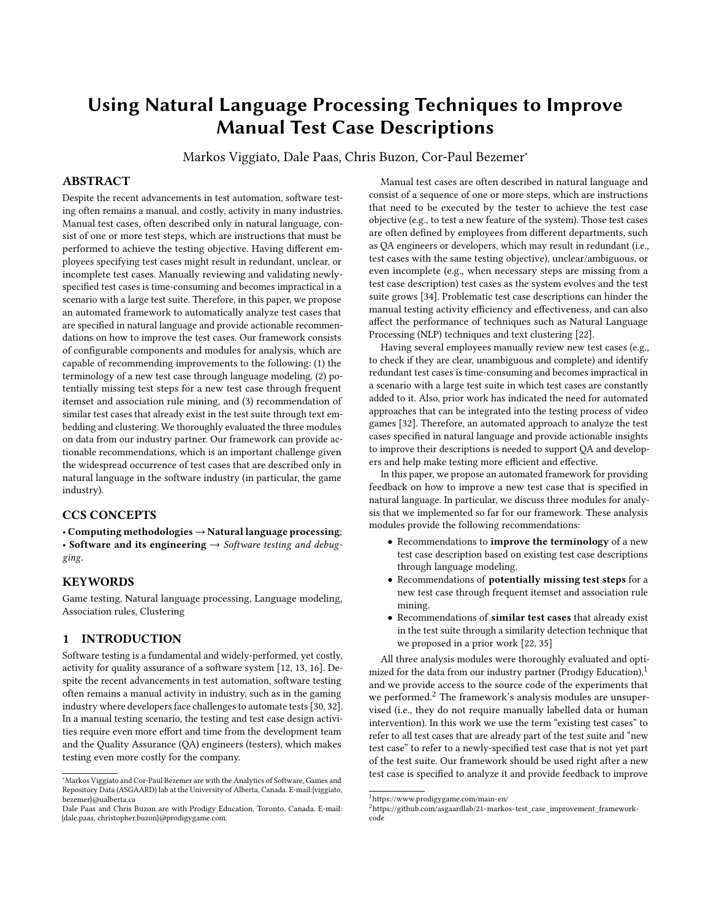# Using Natural Language Processing Techniques to Improve Manual Test Case Descriptions

Markos Viggiato, Dale Paas, Chris Buzon, Cor-Paul Bezemer*

## ABSTRACT

Despite the recent advancements in test automation, software testing often remains a manual, and costly, activity in many industries. Manual test cases, often described only in natural language, consist of one or more test steps, which are instructions that must be performed to achieve the testing objective. Having different employees specifying test cases might result in redundant, unclear, or incomplete test cases. Manually reviewing and validating newly-specified test cases is time-consuming and becomes impractical in a scenario with a large test suite. Therefore, in this paper, we propose an automated framework to automatically analyze test cases that are specified in natural language and provide actionable recommendations on how to improve the test cases. Our framework consists of configurable components and modules for analysis, which are capable of recommending improvements to the following: (1) the terminology of a new test case through language modeling, (2) potentially missing test steps for a new test case through frequent itemset and association rule mining, and (3) recommendation of similar test cases that already exist in the test suite through text embedding and clustering. We thoroughly evaluated the three modules on data from our industry partner. Our framework can provide actionable recommendations, which is an important challenge given the widespread occurrence of test cases that are described only in natural language in the software industry (in particular, the game industry).

## CCS CONCEPTS

• **Computing methodologies** → **Natural language processing**; • **Software and its engineering** → *Software testing and debugging*.

## KEYWORDS

Game testing, Natural language processing, Language modeling, Association rules, Clustering

## 1 INTRODUCTION

Software testing is a fundamental and widely-performed, yet costly, activity for quality assurance of a software system [12, 13, 16]. Despite the recent advancements in test automation, software testing often remains a manual activity in industry, such as in the gaming industry where developers face challenges to automate tests [30, 32]. In a manual testing scenario, the testing and test case design activities require even more effort and time from the development team and the Quality Assurance (QA) engineers (testers), which makes testing even more costly for the company.

Manual test cases are often described in natural language and consist of a sequence of one or more steps, which are instructions that need to be executed by the tester to achieve the test case objective (e.g., to test a new feature of the system). Those test cases are often defined by employees from different departments, such as QA engineers or developers, which may result in redundant (i.e., test cases with the same testing objective), unclear/ambiguous, or even incomplete (e.g., when necessary steps are missing from a test case description) test cases as the system evolves and the test suite grows [34]. Problematic test case descriptions can hinder the manual testing activity efficiency and effectiveness, and can also affect the performance of techniques such as Natural Language Processing (NLP) techniques and text clustering [22].

Having several employees manually review new test cases (e.g., to check if they are clear, unambiguous and complete) and identify redundant test cases is time-consuming and becomes impractical in a scenario with a large test suite in which test cases are constantly added to it. Also, prior work has indicated the need for automated approaches that can be integrated into the testing process of video games [32]. Therefore, an automated approach to analyze the test cases specified in natural language and provide actionable insights to improve their descriptions is needed to support QA and developers and help make testing more efficient and effective.

In this paper, we propose an automated framework for providing feedback on how to improve a new test case that is specified in natural language. In particular, we discuss three modules for analysis that we implemented so far for our framework. These analysis modules provide the following recommendations:

- Recommendations to **improve the terminology** of a new test case description based on existing test case descriptions through language modeling.
- Recommendations of **potentially missing test steps** for a new test case through frequent itemset and association rule mining.
- Recommendations of **similar test cases** that already exist in the test suite through a similarity detection technique that we proposed in a prior work [22, 35]

All three analysis modules were thoroughly evaluated and optimized for the data from our industry partner (Prodigy Education),[1] and we provide access to the source code of the experiments that we performed.[2] The framework's analysis modules are unsupervised (i.e., they do not require manually labelled data or human intervention). In this work we use the term "existing test cases" to refer to all test cases that are already part of the test suite and "new test case" to refer to a newly-specified test case that is not yet part of the test suite. Our framework should be used right after a new test case is specified to analyze it and provide feedback to improve

---

*Markos Viggiato and Cor-Paul Bezemer are with the Analytics of Software, Games and Repository Data (ASGAARD) lab at the University of Alberta, Canada. E-mail:{viggiato, bezemer}@ualberta.ca

Dale Paas and Chris Buzon are with Prodigy Education, Toronto, Canada. E-mail: {dale.paas, christopher.buzon}@prodigygame.com.

[1] https://www.prodigygame.com/main-en/

[2] https://github.com/asgaardlab/21-markos-test_case_improvement_framework-code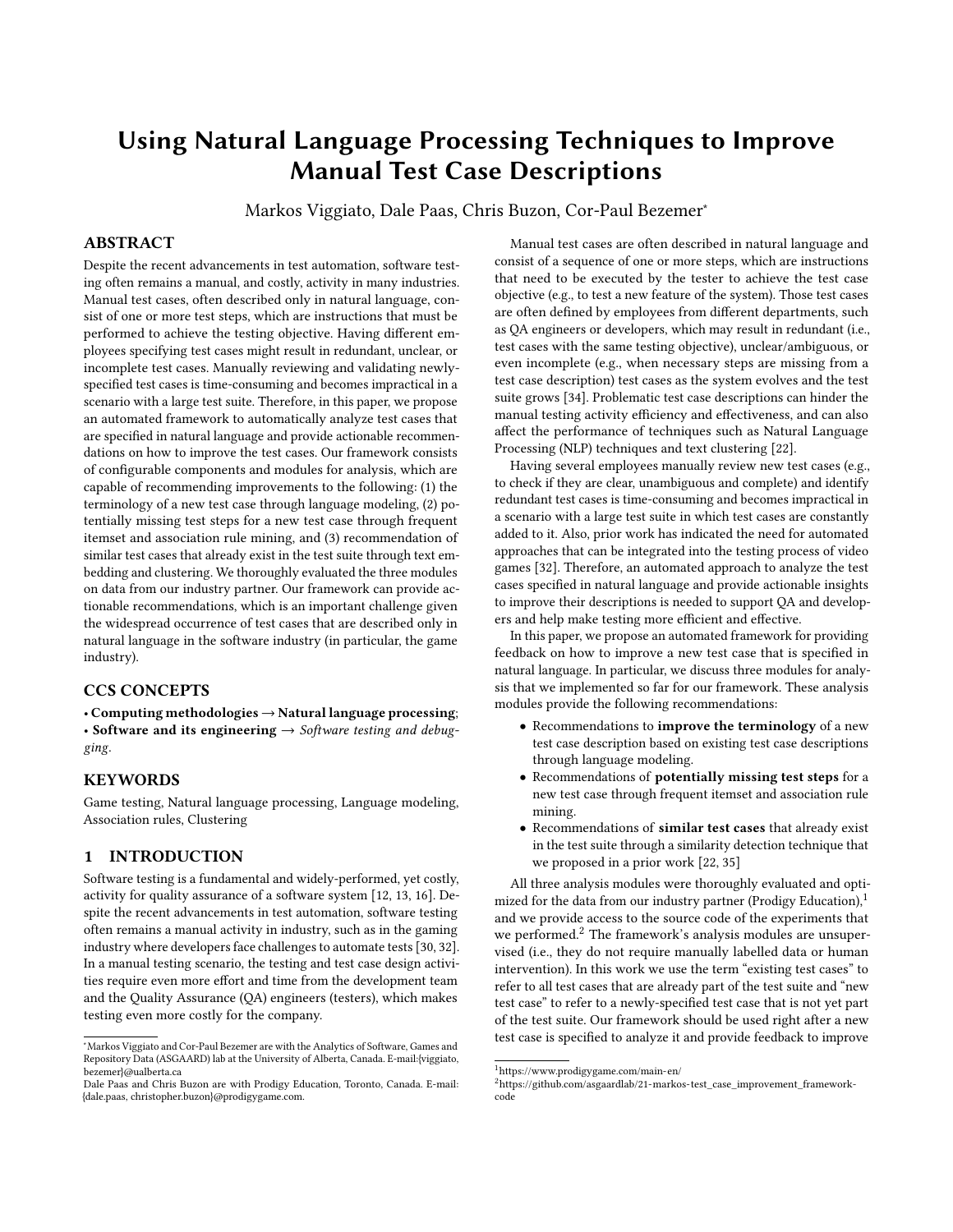# Using Natural Language Processing Techniques to Improve Manual Test Case Descriptions

Markos Viggiato, Dale Paas, Chris Buzon, Cor-Paul Bezemer*

## ABSTRACT

Despite the recent advancements in test automation, software testing often remains a manual, and costly, activity in many industries. Manual test cases, often described only in natural language, consist of one or more test steps, which are instructions that must be performed to achieve the testing objective. Having different employees specifying test cases might result in redundant, unclear, or incomplete test cases. Manually reviewing and validating newly-specified test cases is time-consuming and becomes impractical in a scenario with a large test suite. Therefore, in this paper, we propose an automated framework to automatically analyze test cases that are specified in natural language and provide actionable recommendations on how to improve the test cases. Our framework consists of configurable components and modules for analysis, which are capable of recommending improvements to the following: (1) the terminology of a new test case through language modeling, (2) potentially missing test steps for a new test case through frequent itemset and association rule mining, and (3) recommendation of similar test cases that already exist in the test suite through text embedding and clustering. We thoroughly evaluated the three modules on data from our industry partner. Our framework can provide actionable recommendations, which is an important challenge given the widespread occurrence of test cases that are described only in natural language in the software industry (in particular, the game industry).

## CCS CONCEPTS

• **Computing methodologies → Natural language processing**; • **Software and its engineering →** *Software testing and debugging*.

## KEYWORDS

Game testing, Natural language processing, Language modeling, Association rules, Clustering

## 1 INTRODUCTION

Software testing is a fundamental and widely-performed, yet costly, activity for quality assurance of a software system [12, 13, 16]. Despite the recent advancements in test automation, software testing often remains a manual activity in industry, such as in the gaming industry where developers face challenges to automate tests [30, 32]. In a manual testing scenario, the testing and test case design activities require even more effort and time from the development team and the Quality Assurance (QA) engineers (testers), which makes testing even more costly for the company.

Manual test cases are often described in natural language and consist of a sequence of one or more steps, which are instructions that need to be executed by the tester to achieve the test case objective (e.g., to test a new feature of the system). Those test cases are often defined by employees from different departments, such as QA engineers or developers, which may result in redundant (i.e., test cases with the same testing objective), unclear/ambiguous, or even incomplete (e.g., when necessary steps are missing from a test case description) test cases as the system evolves and the test suite grows [34]. Problematic test case descriptions can hinder the manual testing activity efficiency and effectiveness, and can also affect the performance of techniques such as Natural Language Processing (NLP) techniques and text clustering [22].

Having several employees manually review new test cases (e.g., to check if they are clear, unambiguous and complete) and identify redundant test cases is time-consuming and becomes impractical in a scenario with a large test suite in which test cases are constantly added to it. Also, prior work has indicated the need for automated approaches that can be integrated into the testing process of video games [32]. Therefore, an automated approach to analyze the test cases specified in natural language and provide actionable insights to improve their descriptions is needed to support QA and developers and help make testing more efficient and effective.

In this paper, we propose an automated framework for providing feedback on how to improve a new test case that is specified in natural language. In particular, we discuss three modules for analysis that we implemented so far for our framework. These analysis modules provide the following recommendations:

- Recommendations to **improve the terminology** of a new test case description based on existing test case descriptions through language modeling.
- Recommendations of **potentially missing test steps** for a new test case through frequent itemset and association rule mining.
- Recommendations of **similar test cases** that already exist in the test suite through a similarity detection technique that we proposed in a prior work [22, 35]

All three analysis modules were thoroughly evaluated and optimized for the data from our industry partner (Prodigy Education),[1] and we provide access to the source code of the experiments that we performed.[2] The framework's analysis modules are unsupervised (i.e., they do not require manually labelled data or human intervention). In this work we use the term "existing test cases" to refer to all test cases that are already part of the test suite and "new test case" to refer to a newly-specified test case that is not yet part of the test suite. Our framework should be used right after a new test case is specified to analyze it and provide feedback to improve

---

*Markos Viggiato and Cor-Paul Bezemer are with the Analytics of Software, Games and Repository Data (ASGAARD) lab at the University of Alberta, Canada. E-mail:{viggiato, bezemer}@ualberta.ca
Dale Paas and Chris Buzon are with Prodigy Education, Toronto, Canada. E-mail: {dale.paas, christopher.buzon}@prodigygame.com.

[1] https://www.prodigygame.com/main-en/

[2] https://github.com/asgaardlab/21-markos-test_case_improvement_framework-code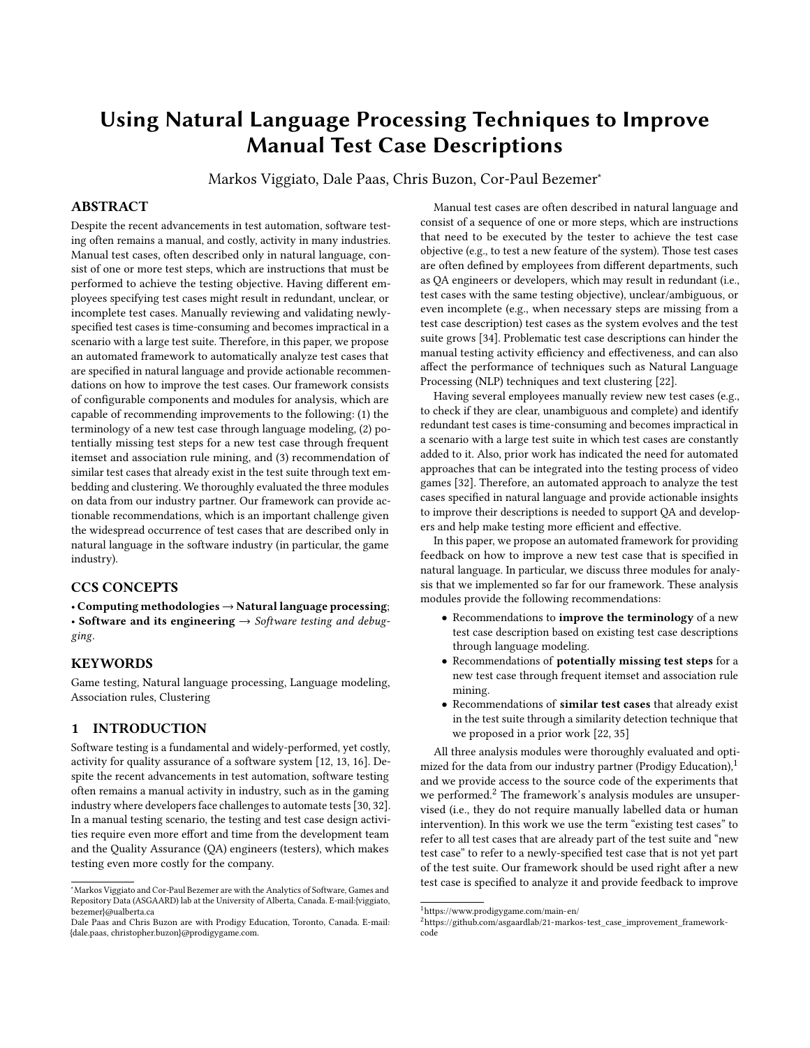# Using Natural Language Processing Techniques to Improve Manual Test Case Descriptions

Markos Viggiato, Dale Paas, Chris Buzon, Cor-Paul Bezemer*

## ABSTRACT

Despite the recent advancements in test automation, software testing often remains a manual, and costly, activity in many industries. Manual test cases, often described only in natural language, consist of one or more test steps, which are instructions that must be performed to achieve the testing objective. Having different employees specifying test cases might result in redundant, unclear, or incomplete test cases. Manually reviewing and validating newly-specified test cases is time-consuming and becomes impractical in a scenario with a large test suite. Therefore, in this paper, we propose an automated framework to automatically analyze test cases that are specified in natural language and provide actionable recommendations on how to improve the test cases. Our framework consists of configurable components and modules for analysis, which are capable of recommending improvements to the following: (1) the terminology of a new test case through language modeling, (2) potentially missing test steps for a new test case through frequent itemset and association rule mining, and (3) recommendation of similar test cases that already exist in the test suite through text embedding and clustering. We thoroughly evaluated the three modules on data from our industry partner. Our framework can provide actionable recommendations, which is an important challenge given the widespread occurrence of test cases that are described only in natural language in the software industry (in particular, the game industry).

## CCS CONCEPTS

• **Computing methodologies → Natural language processing**; • **Software and its engineering →** *Software testing and debugging*.

## KEYWORDS

Game testing, Natural language processing, Language modeling, Association rules, Clustering

## 1 INTRODUCTION

Software testing is a fundamental and widely-performed, yet costly, activity for quality assurance of a software system [12, 13, 16]. Despite the recent advancements in test automation, software testing often remains a manual activity in industry, such as in the gaming industry where developers face challenges to automate tests [30, 32]. In a manual testing scenario, the testing and test case design activities require even more effort and time from the development team and the Quality Assurance (QA) engineers (testers), which makes testing even more costly for the company.

Manual test cases are often described in natural language and consist of a sequence of one or more steps, which are instructions that need to be executed by the tester to achieve the test case objective (e.g., to test a new feature of the system). Those test cases are often defined by employees from different departments, such as QA engineers or developers, which may result in redundant (i.e., test cases with the same testing objective), unclear/ambiguous, or even incomplete (e.g., when necessary steps are missing from a test case description) test cases as the system evolves and the test suite grows [34]. Problematic test case descriptions can hinder the manual testing activity efficiency and effectiveness, and can also affect the performance of techniques such as Natural Language Processing (NLP) techniques and text clustering [22].

Having several employees manually review new test cases (e.g., to check if they are clear, unambiguous and complete) and identify redundant test cases is time-consuming and becomes impractical in a scenario with a large test suite in which test cases are constantly added to it. Also, prior work has indicated the need for automated approaches that can be integrated into the testing process of video games [32]. Therefore, an automated approach to analyze the test cases specified in natural language and provide actionable insights to improve their descriptions is needed to support QA and developers and help make testing more efficient and effective.

In this paper, we propose an automated framework for providing feedback on how to improve a new test case that is specified in natural language. In particular, we discuss three modules for analysis that we implemented so far for our framework. These analysis modules provide the following recommendations:

- Recommendations to **improve the terminology** of a new test case description based on existing test case descriptions through language modeling.
- Recommendations of **potentially missing test steps** for a new test case through frequent itemset and association rule mining.
- Recommendations of **similar test cases** that already exist in the test suite through a similarity detection technique that we proposed in a prior work [22, 35]

All three analysis modules were thoroughly evaluated and optimized for the data from our industry partner (Prodigy Education),[1] and we provide access to the source code of the experiments that we performed.[2] The framework's analysis modules are unsupervised (i.e., they do not require manually labelled data or human intervention). In this work we use the term "existing test cases" to refer to all test cases that are already part of the test suite and "new test case" to refer to a newly-specified test case that is not yet part of the test suite. Our framework should be used right after a new test case is specified to analyze it and provide feedback to improve

*Markos Viggiato and Cor-Paul Bezemer are with the Analytics of Software, Games and Repository Data (ASGAARD) lab at the University of Alberta, Canada. E-mail:{viggiato, bezemer}@ualberta.ca
Dale Paas and Chris Buzon are with Prodigy Education, Toronto, Canada. E-mail: {dale.paas, christopher.buzon}@prodigygame.com.

[1] https://www.prodigygame.com/main-en/

[2] https://github.com/asgaardlab/21-markos-test_case_improvement_framework-code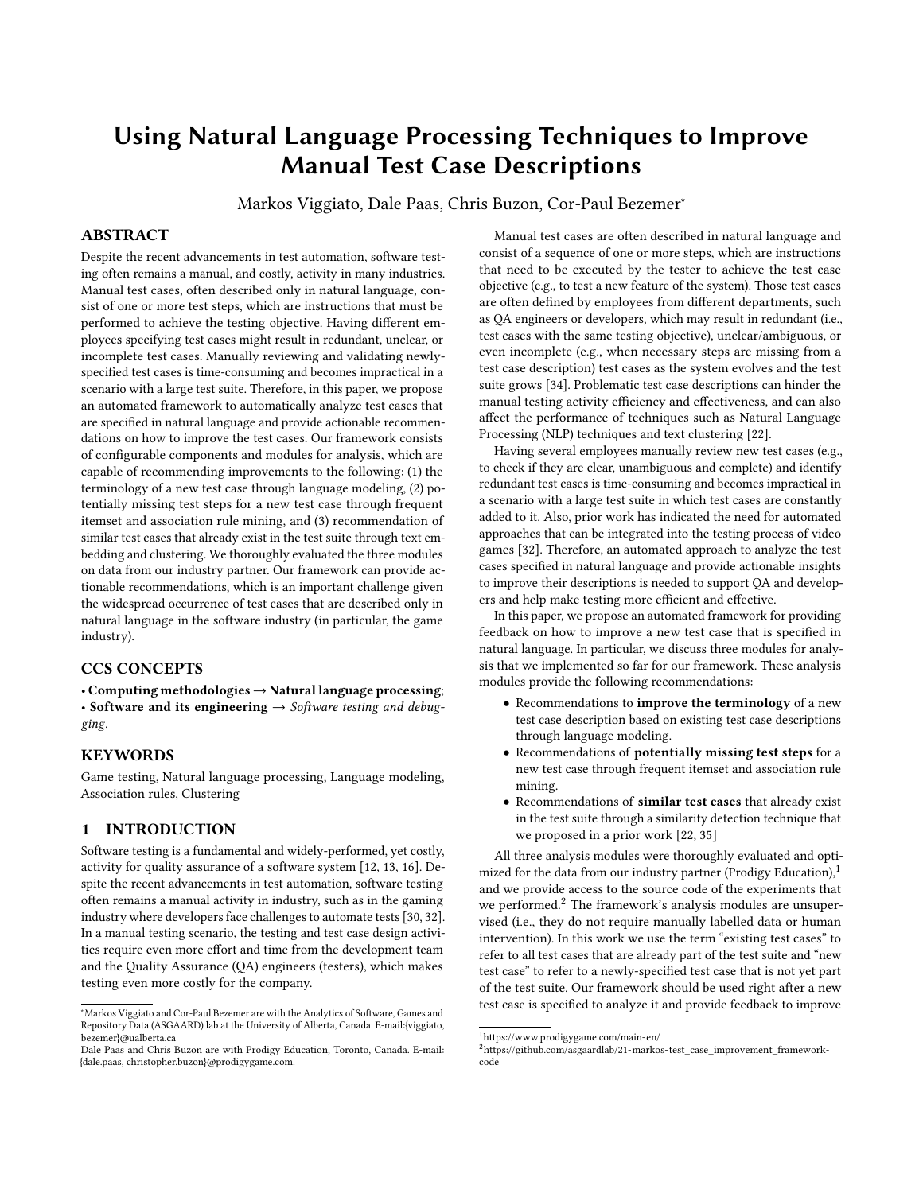# Using Natural Language Processing Techniques to Improve Manual Test Case Descriptions

Markos Viggiato, Dale Paas, Chris Buzon, Cor-Paul Bezemer[*]

## ABSTRACT

Despite the recent advancements in test automation, software testing often remains a manual, and costly, activity in many industries. Manual test cases, often described only in natural language, consist of one or more test steps, which are instructions that must be performed to achieve the testing objective. Having different employees specifying test cases might result in redundant, unclear, or incomplete test cases. Manually reviewing and validating newly-specified test cases is time-consuming and becomes impractical in a scenario with a large test suite. Therefore, in this paper, we propose an automated framework to automatically analyze test cases that are specified in natural language and provide actionable recommendations on how to improve the test cases. Our framework consists of configurable components and modules for analysis, which are capable of recommending improvements to the following: (1) the terminology of a new test case through language modeling, (2) potentially missing test steps for a new test case through frequent itemset and association rule mining, and (3) recommendation of similar test cases that already exist in the test suite through text embedding and clustering. We thoroughly evaluated the three modules on data from our industry partner. Our framework can provide actionable recommendations, which is an important challenge given the widespread occurrence of test cases that are described only in natural language in the software industry (in particular, the game industry).

## CCS CONCEPTS

• **Computing methodologies** → **Natural language processing**; • **Software and its engineering** → *Software testing and debugging*.

## KEYWORDS

Game testing, Natural language processing, Language modeling, Association rules, Clustering

## 1 INTRODUCTION

Software testing is a fundamental and widely-performed, yet costly, activity for quality assurance of a software system [12, 13, 16]. Despite the recent advancements in test automation, software testing often remains a manual activity in industry, such as in the gaming industry where developers face challenges to automate tests [30, 32]. In a manual testing scenario, the testing and test case design activities require even more effort and time from the development team and the Quality Assurance (QA) engineers (testers), which makes testing even more costly for the company.

Manual test cases are often described in natural language and consist of a sequence of one or more steps, which are instructions that need to be executed by the tester to achieve the test case objective (e.g., to test a new feature of the system). Those test cases are often defined by employees from different departments, such as QA engineers or developers, which may result in redundant (i.e., test cases with the same testing objective), unclear/ambiguous, or even incomplete (e.g., when necessary steps are missing from a test case description) test cases as the system evolves and the test suite grows [34]. Problematic test case descriptions can hinder the manual testing activity efficiency and effectiveness, and can also affect the performance of techniques such as Natural Language Processing (NLP) techniques and text clustering [22].

Having several employees manually review new test cases (e.g., to check if they are clear, unambiguous and complete) and identify redundant test cases is time-consuming and becomes impractical in a scenario with a large test suite in which test cases are constantly added to it. Also, prior work has indicated the need for automated approaches that can be integrated into the testing process of video games [32]. Therefore, an automated approach to analyze the test cases specified in natural language and provide actionable insights to improve their descriptions is needed to support QA and developers and help make testing more efficient and effective.

In this paper, we propose an automated framework for providing feedback on how to improve a new test case that is specified in natural language. In particular, we discuss three modules for analysis that we implemented so far for our framework. These analysis modules provide the following recommendations:

- Recommendations to **improve the terminology** of a new test case description based on existing test case descriptions through language modeling.
- Recommendations of **potentially missing test steps** for a new test case through frequent itemset and association rule mining.
- Recommendations of **similar test cases** that already exist in the test suite through a similarity detection technique that we proposed in a prior work [22, 35]

All three analysis modules were thoroughly evaluated and optimized for the data from our industry partner (Prodigy Education),[1] and we provide access to the source code of the experiments that we performed.[2] The framework's analysis modules are unsupervised (i.e., they do not require manually labelled data or human intervention). In this work we use the term "existing test cases" to refer to all test cases that are already part of the test suite and "new test case" to refer to a newly-specified test case that is not yet part of the test suite. Our framework should be used right after a new test case is specified to analyze it and provide feedback to improve

[*]Markos Viggiato and Cor-Paul Bezemer are with the Analytics of Software, Games and Repository Data (ASGAARD) lab at the University of Alberta, Canada. E-mail:{viggiato, bezemer}@ualberta.ca
Dale Paas and Chris Buzon are with Prodigy Education, Toronto, Canada. E-mail: {dale.paas, christopher.buzon}@prodigygame.com.

[1]https://www.prodigygame.com/main-en/

[2]https://github.com/asgaardlab/21-markos-test_case_improvement_framework-code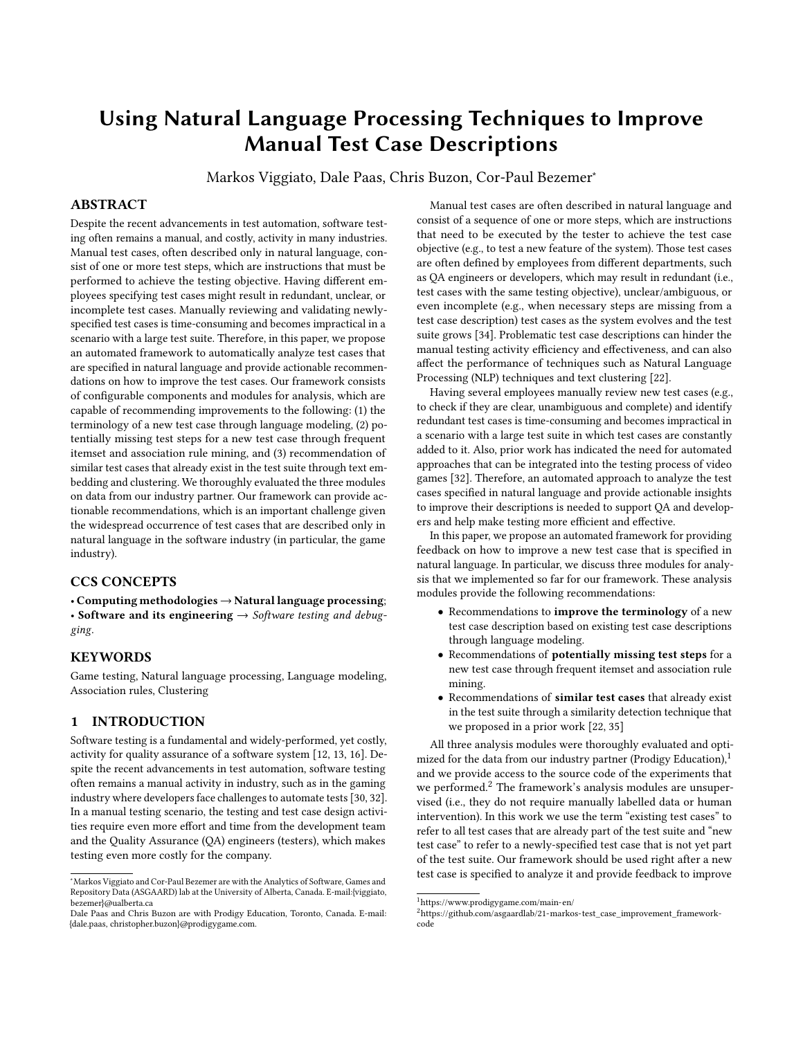# Using Natural Language Processing Techniques to Improve Manual Test Case Descriptions

Markos Viggiato, Dale Paas, Chris Buzon, Cor-Paul Bezemer[*]

## ABSTRACT

Despite the recent advancements in test automation, software testing often remains a manual, and costly, activity in many industries. Manual test cases, often described only in natural language, consist of one or more test steps, which are instructions that must be performed to achieve the testing objective. Having different employees specifying test cases might result in redundant, unclear, or incomplete test cases. Manually reviewing and validating newly-specified test cases is time-consuming and becomes impractical in a scenario with a large test suite. Therefore, in this paper, we propose an automated framework to automatically analyze test cases that are specified in natural language and provide actionable recommendations on how to improve the test cases. Our framework consists of configurable components and modules for analysis, which are capable of recommending improvements to the following: (1) the terminology of a new test case through language modeling, (2) potentially missing test steps for a new test case through frequent itemset and association rule mining, and (3) recommendation of similar test cases that already exist in the test suite through text embedding and clustering. We thoroughly evaluated the three modules on data from our industry partner. Our framework can provide actionable recommendations, which is an important challenge given the widespread occurrence of test cases that are described only in natural language in the software industry (in particular, the game industry).

## CCS CONCEPTS

• **Computing methodologies → Natural language processing**; • **Software and its engineering →** *Software testing and debugging*.

## KEYWORDS

Game testing, Natural language processing, Language modeling, Association rules, Clustering

## 1 INTRODUCTION

Software testing is a fundamental and widely-performed, yet costly, activity for quality assurance of a software system [12, 13, 16]. Despite the recent advancements in test automation, software testing often remains a manual activity in industry, such as in the gaming industry where developers face challenges to automate tests [30, 32]. In a manual testing scenario, the testing and test case design activities require even more effort and time from the development team and the Quality Assurance (QA) engineers (testers), which makes testing even more costly for the company.

Manual test cases are often described in natural language and consist of a sequence of one or more steps, which are instructions that need to be executed by the tester to achieve the test case objective (e.g., to test a new feature of the system). Those test cases are often defined by employees from different departments, such as QA engineers or developers, which may result in redundant (i.e., test cases with the same testing objective), unclear/ambiguous, or even incomplete (e.g., when necessary steps are missing from a test case description) test cases as the system evolves and the test suite grows [34]. Problematic test case descriptions can hinder the manual testing activity efficiency and effectiveness, and can also affect the performance of techniques such as Natural Language Processing (NLP) techniques and text clustering [22].

Having several employees manually review new test cases (e.g., to check if they are clear, unambiguous and complete) and identify redundant test cases is time-consuming and becomes impractical in a scenario with a large test suite in which test cases are constantly added to it. Also, prior work has indicated the need for automated approaches that can be integrated into the testing process of video games [32]. Therefore, an automated approach to analyze the test cases specified in natural language and provide actionable insights to improve their descriptions is needed to support QA and developers and help make testing more efficient and effective.

In this paper, we propose an automated framework for providing feedback on how to improve a new test case that is specified in natural language. In particular, we discuss three modules for analysis that we implemented so far for our framework. These analysis modules provide the following recommendations:

- Recommendations to **improve the terminology** of a new test case description based on existing test case descriptions through language modeling.
- Recommendations of **potentially missing test steps** for a new test case through frequent itemset and association rule mining.
- Recommendations of **similar test cases** that already exist in the test suite through a similarity detection technique that we proposed in a prior work [22, 35]

All three analysis modules were thoroughly evaluated and optimized for the data from our industry partner (Prodigy Education),[1] and we provide access to the source code of the experiments that we performed.[2] The framework's analysis modules are unsupervised (i.e., they do not require manually labelled data or human intervention). In this work we use the term "existing test cases" to refer to all test cases that are already part of the test suite and "new test case" to refer to a newly-specified test case that is not yet part of the test suite. Our framework should be used right after a new test case is specified to analyze it and provide feedback to improve

[*] Markos Viggiato and Cor-Paul Bezemer are with the Analytics of Software, Games and Repository Data (ASGAARD) lab at the University of Alberta, Canada. E-mail:{viggiato, bezemer}@ualberta.ca
Dale Paas and Chris Buzon are with Prodigy Education, Toronto, Canada. E-mail: {dale.paas, christopher.buzon}@prodigygame.com.

[1] https://www.prodigygame.com/main-en/

[2] https://github.com/asgaardlab/21-markos-test_case_improvement_framework-code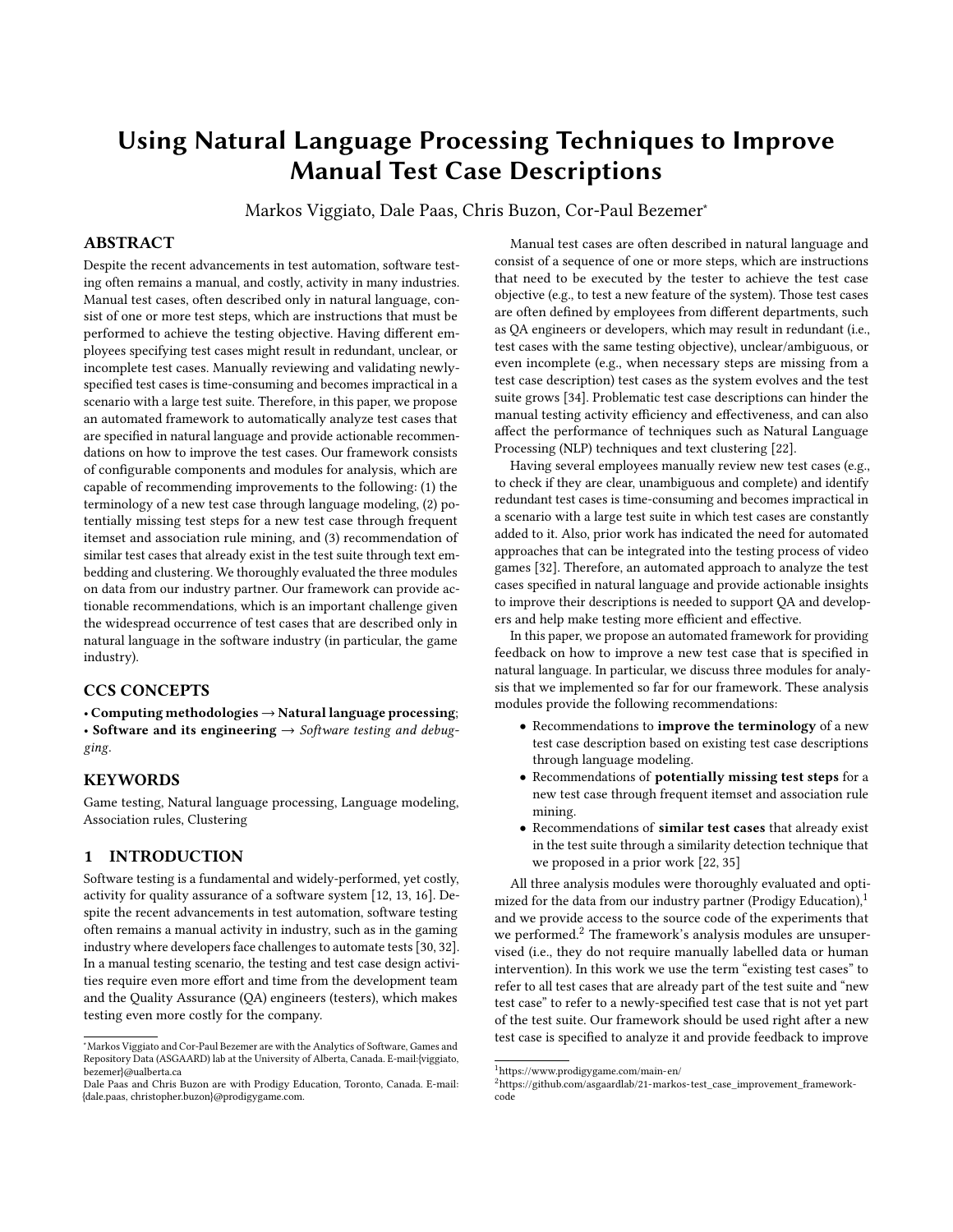# Using Natural Language Processing Techniques to Improve Manual Test Case Descriptions

Markos Viggiato, Dale Paas, Chris Buzon, Cor-Paul Bezemer[*]

## ABSTRACT

Despite the recent advancements in test automation, software testing often remains a manual, and costly, activity in many industries. Manual test cases, often described only in natural language, consist of one or more test steps, which are instructions that must be performed to achieve the testing objective. Having different employees specifying test cases might result in redundant, unclear, or incomplete test cases. Manually reviewing and validating newly-specified test cases is time-consuming and becomes impractical in a scenario with a large test suite. Therefore, in this paper, we propose an automated framework to automatically analyze test cases that are specified in natural language and provide actionable recommendations on how to improve the test cases. Our framework consists of configurable components and modules for analysis, which are capable of recommending improvements to the following: (1) the terminology of a new test case through language modeling, (2) potentially missing test steps for a new test case through frequent itemset and association rule mining, and (3) recommendation of similar test cases that already exist in the test suite through text embedding and clustering. We thoroughly evaluated the three modules on data from our industry partner. Our framework can provide actionable recommendations, which is an important challenge given the widespread occurrence of test cases that are described only in natural language in the software industry (in particular, the game industry).

## CCS CONCEPTS

• **Computing methodologies** → **Natural language processing**; • **Software and its engineering** → *Software testing and debugging*.

## KEYWORDS

Game testing, Natural language processing, Language modeling, Association rules, Clustering

## 1 INTRODUCTION

Software testing is a fundamental and widely-performed, yet costly, activity for quality assurance of a software system [12, 13, 16]. Despite the recent advancements in test automation, software testing often remains a manual activity in industry, such as in the gaming industry where developers face challenges to automate tests [30, 32]. In a manual testing scenario, the testing and test case design activities require even more effort and time from the development team and the Quality Assurance (QA) engineers (testers), which makes testing even more costly for the company.

Manual test cases are often described in natural language and consist of a sequence of one or more steps, which are instructions that need to be executed by the tester to achieve the test case objective (e.g., to test a new feature of the system). Those test cases are often defined by employees from different departments, such as QA engineers or developers, which may result in redundant (i.e., test cases with the same testing objective), unclear/ambiguous, or even incomplete (e.g., when necessary steps are missing from a test case description) test cases as the system evolves and the test suite grows [34]. Problematic test case descriptions can hinder the manual testing activity efficiency and effectiveness, and can also affect the performance of techniques such as Natural Language Processing (NLP) techniques and text clustering [22].

Having several employees manually review new test cases (e.g., to check if they are clear, unambiguous and complete) and identify redundant test cases is time-consuming and becomes impractical in a scenario with a large test suite in which test cases are constantly added to it. Also, prior work has indicated the need for automated approaches that can be integrated into the testing process of video games [32]. Therefore, an automated approach to analyze the test cases specified in natural language and provide actionable insights to improve their descriptions is needed to support QA and developers and help make testing more efficient and effective.

In this paper, we propose an automated framework for providing feedback on how to improve a new test case that is specified in natural language. In particular, we discuss three modules for analysis that we implemented so far for our framework. These analysis modules provide the following recommendations:

- Recommendations to **improve the terminology** of a new test case description based on existing test case descriptions through language modeling.
- Recommendations of **potentially missing test steps** for a new test case through frequent itemset and association rule mining.
- Recommendations of **similar test cases** that already exist in the test suite through a similarity detection technique that we proposed in a prior work [22, 35]

All three analysis modules were thoroughly evaluated and optimized for the data from our industry partner (Prodigy Education),[1] and we provide access to the source code of the experiments that we performed.[2] The framework's analysis modules are unsupervised (i.e., they do not require manually labelled data or human intervention). In this work we use the term "existing test cases" to refer to all test cases that are already part of the test suite and "new test case" to refer to a newly-specified test case that is not yet part of the test suite. Our framework should be used right after a new test case is specified to analyze it and provide feedback to improve

---

[*] Markos Viggiato and Cor-Paul Bezemer are with the Analytics of Software, Games and Repository Data (ASGAARD) lab at the University of Alberta, Canada. E-mail:{viggiato, bezemer}@ualberta.ca
Dale Paas and Chris Buzon are with Prodigy Education, Toronto, Canada. E-mail: {dale.paas, christopher.buzon}@prodigygame.com.

[1] https://www.prodigygame.com/main-en/

[2] https://github.com/asgaardlab/21-markos-test_case_improvement_framework-code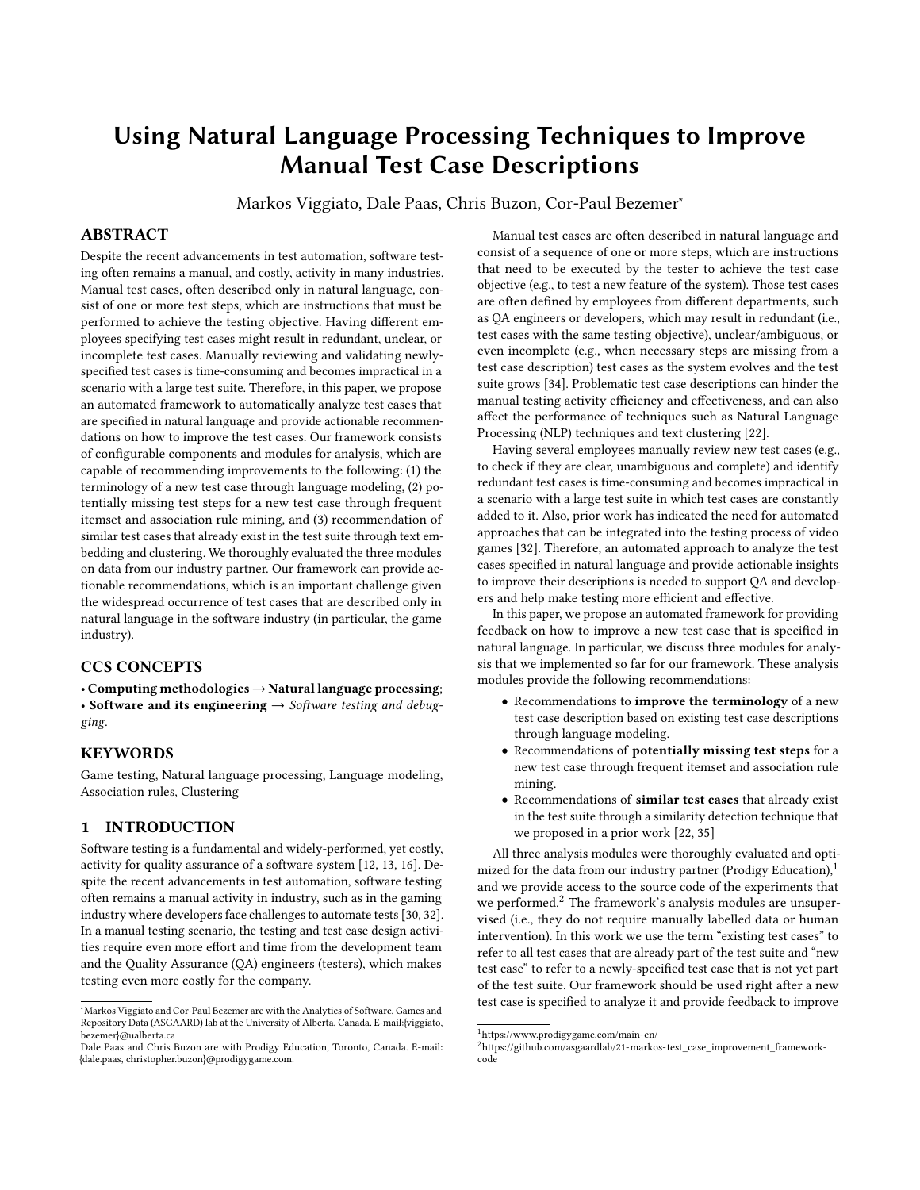# Using Natural Language Processing Techniques to Improve Manual Test Case Descriptions

Markos Viggiato, Dale Paas, Chris Buzon, Cor-Paul Bezemer[*]

## ABSTRACT

Despite the recent advancements in test automation, software testing often remains a manual, and costly, activity in many industries. Manual test cases, often described only in natural language, consist of one or more test steps, which are instructions that must be performed to achieve the testing objective. Having different employees specifying test cases might result in redundant, unclear, or incomplete test cases. Manually reviewing and validating newly-specified test cases is time-consuming and becomes impractical in a scenario with a large test suite. Therefore, in this paper, we propose an automated framework to automatically analyze test cases that are specified in natural language and provide actionable recommendations on how to improve the test cases. Our framework consists of configurable components and modules for analysis, which are capable of recommending improvements to the following: (1) the terminology of a new test case through language modeling, (2) potentially missing test steps for a new test case through frequent itemset and association rule mining, and (3) recommendation of similar test cases that already exist in the test suite through text embedding and clustering. We thoroughly evaluated the three modules on data from our industry partner. Our framework can provide actionable recommendations, which is an important challenge given the widespread occurrence of test cases that are described only in natural language in the software industry (in particular, the game industry).

## CCS CONCEPTS

• **Computing methodologies** → **Natural language processing**; • **Software and its engineering** → *Software testing and debugging*.

## KEYWORDS

Game testing, Natural language processing, Language modeling, Association rules, Clustering

## 1 INTRODUCTION

Software testing is a fundamental and widely-performed, yet costly, activity for quality assurance of a software system [12, 13, 16]. Despite the recent advancements in test automation, software testing often remains a manual activity in industry, such as in the gaming industry where developers face challenges to automate tests [30, 32]. In a manual testing scenario, the testing and test case design activities require even more effort and time from the development team and the Quality Assurance (QA) engineers (testers), which makes testing even more costly for the company.

Manual test cases are often described in natural language and consist of a sequence of one or more steps, which are instructions that need to be executed by the tester to achieve the test case objective (e.g., to test a new feature of the system). Those test cases are often defined by employees from different departments, such as QA engineers or developers, which may result in redundant (i.e., test cases with the same testing objective), unclear/ambiguous, or even incomplete (e.g., when necessary steps are missing from a test case description) test cases as the system evolves and the test suite grows [34]. Problematic test case descriptions can hinder the manual testing activity efficiency and effectiveness, and can also affect the performance of techniques such as Natural Language Processing (NLP) techniques and text clustering [22].

Having several employees manually review new test cases (e.g., to check if they are clear, unambiguous and complete) and identify redundant test cases is time-consuming and becomes impractical in a scenario with a large test suite in which test cases are constantly added to it. Also, prior work has indicated the need for automated approaches that can be integrated into the testing process of video games [32]. Therefore, an automated approach to analyze the test cases specified in natural language and provide actionable insights to improve their descriptions is needed to support QA and developers and help make testing more efficient and effective.

In this paper, we propose an automated framework for providing feedback on how to improve a new test case that is specified in natural language. In particular, we discuss three modules for analysis that we implemented so far for our framework. These analysis modules provide the following recommendations:

- Recommendations to **improve the terminology** of a new test case description based on existing test case descriptions through language modeling.
- Recommendations of **potentially missing test steps** for a new test case through frequent itemset and association rule mining.
- Recommendations of **similar test cases** that already exist in the test suite through a similarity detection technique that we proposed in a prior work [22, 35]

All three analysis modules were thoroughly evaluated and optimized for the data from our industry partner (Prodigy Education),[1] and we provide access to the source code of the experiments that we performed.[2] The framework's analysis modules are unsupervised (i.e., they do not require manually labelled data or human intervention). In this work we use the term "existing test cases" to refer to all test cases that are already part of the test suite and "new test case" to refer to a newly-specified test case that is not yet part of the test suite. Our framework should be used right after a new test case is specified to analyze it and provide feedback to improve

---

[*] Markos Viggiato and Cor-Paul Bezemer are with the Analytics of Software, Games and Repository Data (ASGAARD) lab at the University of Alberta, Canada. E-mail:{viggiato, bezemer}@ualberta.ca
Dale Paas and Chris Buzon are with Prodigy Education, Toronto, Canada. E-mail: {dale.paas, christopher.buzon}@prodigygame.com.

[1] https://www.prodigygame.com/main-en/

[2] https://github.com/asgaardlab/21-markos-test_case_improvement_framework-code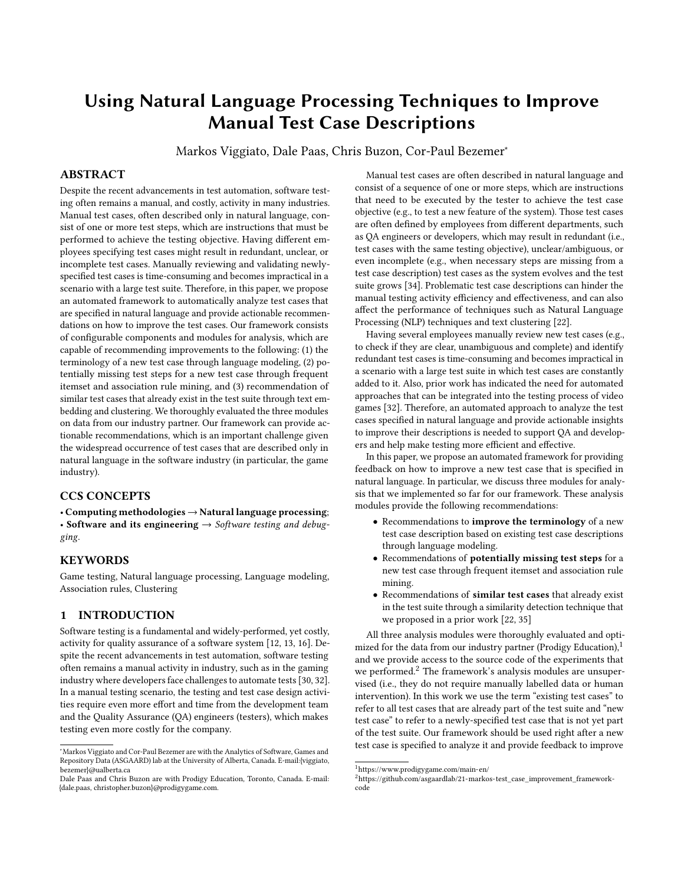# Using Natural Language Processing Techniques to Improve Manual Test Case Descriptions

Markos Viggiato, Dale Paas, Chris Buzon, Cor-Paul Bezemer[*]

## ABSTRACT

Despite the recent advancements in test automation, software testing often remains a manual, and costly, activity in many industries. Manual test cases, often described only in natural language, consist of one or more test steps, which are instructions that must be performed to achieve the testing objective. Having different employees specifying test cases might result in redundant, unclear, or incomplete test cases. Manually reviewing and validating newly-specified test cases is time-consuming and becomes impractical in a scenario with a large test suite. Therefore, in this paper, we propose an automated framework to automatically analyze test cases that are specified in natural language and provide actionable recommendations on how to improve the test cases. Our framework consists of configurable components and modules for analysis, which are capable of recommending improvements to the following: (1) the terminology of a new test case through language modeling, (2) potentially missing test steps for a new test case through frequent itemset and association rule mining, and (3) recommendation of similar test cases that already exist in the test suite through text embedding and clustering. We thoroughly evaluated the three modules on data from our industry partner. Our framework can provide actionable recommendations, which is an important challenge given the widespread occurrence of test cases that are described only in natural language in the software industry (in particular, the game industry).

## CCS CONCEPTS

• **Computing methodologies** → **Natural language processing**; • **Software and its engineering** → *Software testing and debugging*.

## KEYWORDS

Game testing, Natural language processing, Language modeling, Association rules, Clustering

## 1 INTRODUCTION

Software testing is a fundamental and widely-performed, yet costly, activity for quality assurance of a software system [12, 13, 16]. Despite the recent advancements in test automation, software testing often remains a manual activity in industry, such as in the gaming industry where developers face challenges to automate tests [30, 32]. In a manual testing scenario, the testing and test case design activities require even more effort and time from the development team and the Quality Assurance (QA) engineers (testers), which makes testing even more costly for the company.

Manual test cases are often described in natural language and consist of a sequence of one or more steps, which are instructions that need to be executed by the tester to achieve the test case objective (e.g., to test a new feature of the system). Those test cases are often defined by employees from different departments, such as QA engineers or developers, which may result in redundant (i.e., test cases with the same testing objective), unclear/ambiguous, or even incomplete (e.g., when necessary steps are missing from a test case description) test cases as the system evolves and the test suite grows [34]. Problematic test case descriptions can hinder the manual testing activity efficiency and effectiveness, and can also affect the performance of techniques such as Natural Language Processing (NLP) techniques and text clustering [22].

Having several employees manually review new test cases (e.g., to check if they are clear, unambiguous and complete) and identify redundant test cases is time-consuming and becomes impractical in a scenario with a large test suite in which test cases are constantly added to it. Also, prior work has indicated the need for automated approaches that can be integrated into the testing process of video games [32]. Therefore, an automated approach to analyze the test cases specified in natural language and provide actionable insights to improve their descriptions is needed to support QA and developers and help make testing more efficient and effective.

In this paper, we propose an automated framework for providing feedback on how to improve a new test case that is specified in natural language. In particular, we discuss three modules for analysis that we implemented so far for our framework. These analysis modules provide the following recommendations:

- Recommendations to **improve the terminology** of a new test case description based on existing test case descriptions through language modeling.
- Recommendations of **potentially missing test steps** for a new test case through frequent itemset and association rule mining.
- Recommendations of **similar test cases** that already exist in the test suite through a similarity detection technique that we proposed in a prior work [22, 35]

All three analysis modules were thoroughly evaluated and optimized for the data from our industry partner (Prodigy Education),[1] and we provide access to the source code of the experiments that we performed.[2] The framework's analysis modules are unsupervised (i.e., they do not require manually labelled data or human intervention). In this work we use the term "existing test cases" to refer to all test cases that are already part of the test suite and "new test case" to refer to a newly-specified test case that is not yet part of the test suite. Our framework should be used right after a new test case is specified to analyze it and provide feedback to improve

---

[*] Markos Viggiato and Cor-Paul Bezemer are with the Analytics of Software, Games and Repository Data (ASGAARD) lab at the University of Alberta, Canada. E-mail:{viggiato, bezemer}@ualberta.ca
Dale Paas and Chris Buzon are with Prodigy Education, Toronto, Canada. E-mail: {dale.paas, christopher.buzon}@prodigygame.com.

[1] https://www.prodigygame.com/main-en/

[2] https://github.com/asgaardlab/21-markos-test_case_improvement_framework-code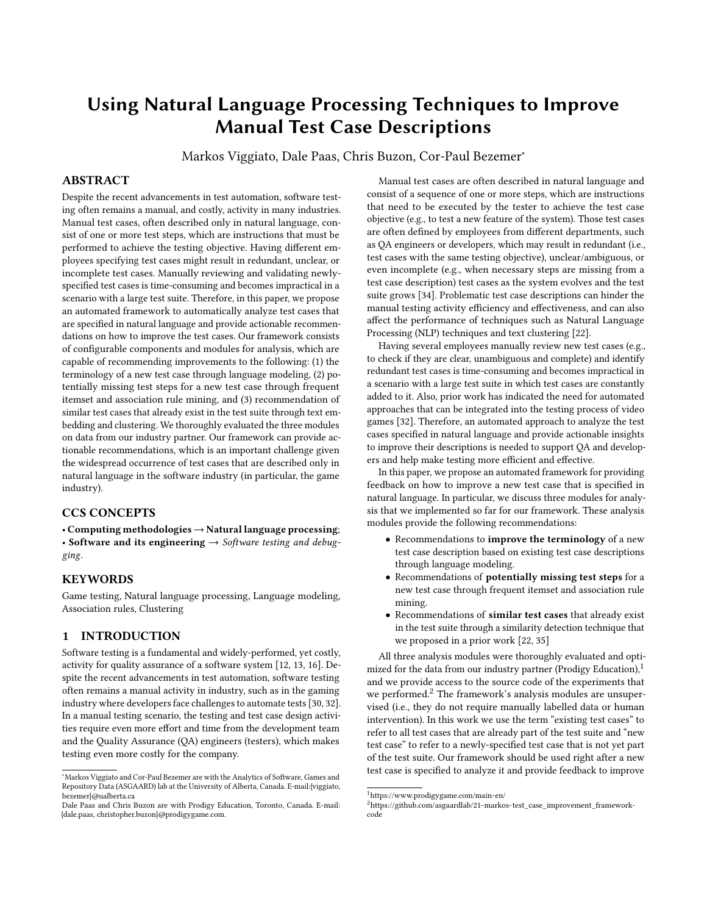# Using Natural Language Processing Techniques to Improve Manual Test Case Descriptions

Markos Viggiato, Dale Paas, Chris Buzon, Cor-Paul Bezemer*

## ABSTRACT

Despite the recent advancements in test automation, software testing often remains a manual, and costly, activity in many industries. Manual test cases, often described only in natural language, consist of one or more test steps, which are instructions that must be performed to achieve the testing objective. Having different employees specifying test cases might result in redundant, unclear, or incomplete test cases. Manually reviewing and validating newly-specified test cases is time-consuming and becomes impractical in a scenario with a large test suite. Therefore, in this paper, we propose an automated framework to automatically analyze test cases that are specified in natural language and provide actionable recommendations on how to improve the test cases. Our framework consists of configurable components and modules for analysis, which are capable of recommending improvements to the following: (1) the terminology of a new test case through language modeling, (2) potentially missing test steps for a new test case through frequent itemset and association rule mining, and (3) recommendation of similar test cases that already exist in the test suite through text embedding and clustering. We thoroughly evaluated the three modules on data from our industry partner. Our framework can provide actionable recommendations, which is an important challenge given the widespread occurrence of test cases that are described only in natural language in the software industry (in particular, the game industry).

## CCS CONCEPTS

• **Computing methodologies** → **Natural language processing**; • **Software and its engineering** → *Software testing and debugging*.

## KEYWORDS

Game testing, Natural language processing, Language modeling, Association rules, Clustering

## 1 INTRODUCTION

Software testing is a fundamental and widely-performed, yet costly, activity for quality assurance of a software system [12, 13, 16]. Despite the recent advancements in test automation, software testing often remains a manual activity in industry, such as in the gaming industry where developers face challenges to automate tests [30, 32]. In a manual testing scenario, the testing and test case design activities require even more effort and time from the development team and the Quality Assurance (QA) engineers (testers), which makes testing even more costly for the company.

Manual test cases are often described in natural language and consist of a sequence of one or more steps, which are instructions that need to be executed by the tester to achieve the test case objective (e.g., to test a new feature of the system). Those test cases are often defined by employees from different departments, such as QA engineers or developers, which may result in redundant (i.e., test cases with the same testing objective), unclear/ambiguous, or even incomplete (e.g., when necessary steps are missing from a test case description) test cases as the system evolves and the test suite grows [34]. Problematic test case descriptions can hinder the manual testing activity efficiency and effectiveness, and can also affect the performance of techniques such as Natural Language Processing (NLP) techniques and text clustering [22].

Having several employees manually review new test cases (e.g., to check if they are clear, unambiguous and complete) and identify redundant test cases is time-consuming and becomes impractical in a scenario with a large test suite in which test cases are constantly added to it. Also, prior work has indicated the need for automated approaches that can be integrated into the testing process of video games [32]. Therefore, an automated approach to analyze the test cases specified in natural language and provide actionable insights to improve their descriptions is needed to support QA and developers and help make testing more efficient and effective.

In this paper, we propose an automated framework for providing feedback on how to improve a new test case that is specified in natural language. In particular, we discuss three modules for analysis that we implemented so far for our framework. These analysis modules provide the following recommendations:

- Recommendations to **improve the terminology** of a new test case description based on existing test case descriptions through language modeling.
- Recommendations of **potentially missing test steps** for a new test case through frequent itemset and association rule mining.
- Recommendations of **similar test cases** that already exist in the test suite through a similarity detection technique that we proposed in a prior work [22, 35]

All three analysis modules were thoroughly evaluated and optimized for the data from our industry partner (Prodigy Education),[1] and we provide access to the source code of the experiments that we performed.[2] The framework's analysis modules are unsupervised (i.e., they do not require manually labelled data or human intervention). In this work we use the term "existing test cases" to refer to all test cases that are already part of the test suite and "new test case" to refer to a newly-specified test case that is not yet part of the test suite. Our framework should be used right after a new test case is specified to analyze it and provide feedback to improve

---

*Markos Viggiato and Cor-Paul Bezemer are with the Analytics of Software, Games and Repository Data (ASGAARD) lab at the University of Alberta, Canada. E-mail:{viggiato, bezemer}@ualberta.ca
Dale Paas and Chris Buzon are with Prodigy Education, Toronto, Canada. E-mail: {dale.paas, christopher.buzon}@prodigygame.com.

[1] https://www.prodigygame.com/main-en/

[2] https://github.com/asgaardlab/21-markos-test_case_improvement_framework-code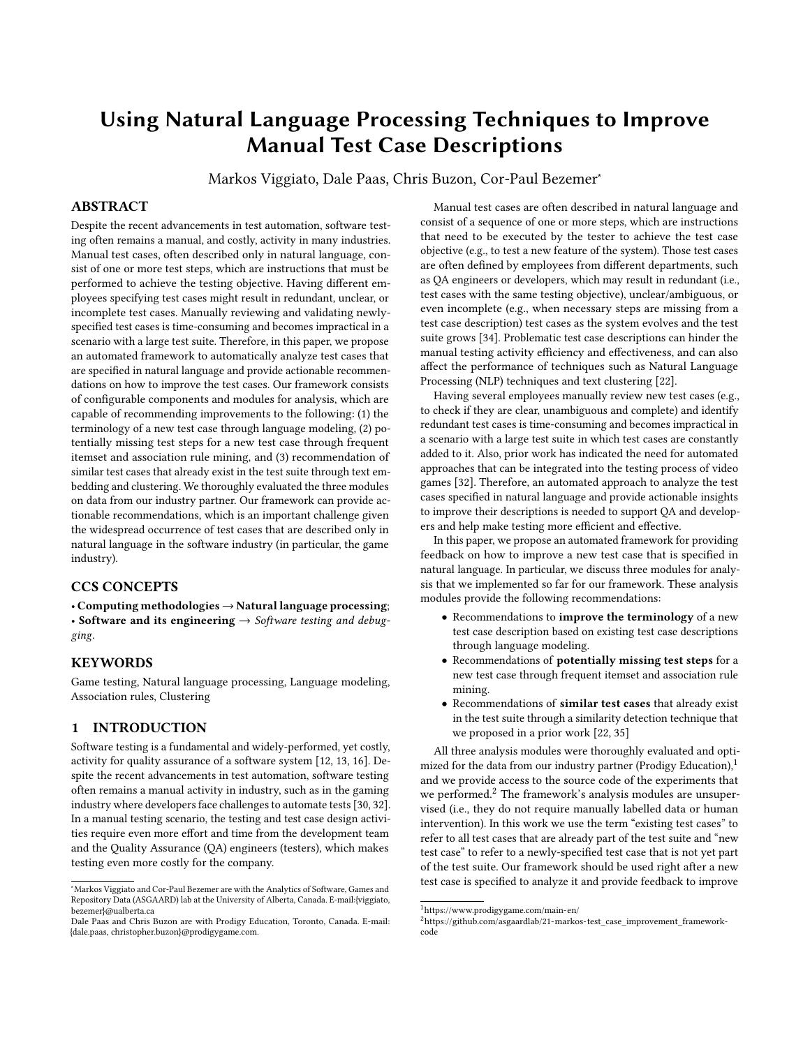# Using Natural Language Processing Techniques to Improve Manual Test Case Descriptions

Markos Viggiato, Dale Paas, Chris Buzon, Cor-Paul Bezemer[*]

## ABSTRACT

Despite the recent advancements in test automation, software testing often remains a manual, and costly, activity in many industries. Manual test cases, often described only in natural language, consist of one or more test steps, which are instructions that must be performed to achieve the testing objective. Having different employees specifying test cases might result in redundant, unclear, or incomplete test cases. Manually reviewing and validating newly-specified test cases is time-consuming and becomes impractical in a scenario with a large test suite. Therefore, in this paper, we propose an automated framework to automatically analyze test cases that are specified in natural language and provide actionable recommendations on how to improve the test cases. Our framework consists of configurable components and modules for analysis, which are capable of recommending improvements to the following: (1) the terminology of a new test case through language modeling, (2) potentially missing test steps for a new test case through frequent itemset and association rule mining, and (3) recommendation of similar test cases that already exist in the test suite through text embedding and clustering. We thoroughly evaluated the three modules on data from our industry partner. Our framework can provide actionable recommendations, which is an important challenge given the widespread occurrence of test cases that are described only in natural language in the software industry (in particular, the game industry).

## CCS CONCEPTS

• **Computing methodologies** → **Natural language processing**; • **Software and its engineering** → *Software testing and debugging*.

## KEYWORDS

Game testing, Natural language processing, Language modeling, Association rules, Clustering

## 1 INTRODUCTION

Software testing is a fundamental and widely-performed, yet costly, activity for quality assurance of a software system [12, 13, 16]. Despite the recent advancements in test automation, software testing often remains a manual activity in industry, such as in the gaming industry where developers face challenges to automate tests [30, 32]. In a manual testing scenario, the testing and test case design activities require even more effort and time from the development team and the Quality Assurance (QA) engineers (testers), which makes testing even more costly for the company.

Manual test cases are often described in natural language and consist of a sequence of one or more steps, which are instructions that need to be executed by the tester to achieve the test case objective (e.g., to test a new feature of the system). Those test cases are often defined by employees from different departments, such as QA engineers or developers, which may result in redundant (i.e., test cases with the same testing objective), unclear/ambiguous, or even incomplete (e.g., when necessary steps are missing from a test case description) test cases as the system evolves and the test suite grows [34]. Problematic test case descriptions can hinder the manual testing activity efficiency and effectiveness, and can also affect the performance of techniques such as Natural Language Processing (NLP) techniques and text clustering [22].

Having several employees manually review new test cases (e.g., to check if they are clear, unambiguous and complete) and identify redundant test cases is time-consuming and becomes impractical in a scenario with a large test suite in which test cases are constantly added to it. Also, prior work has indicated the need for automated approaches that can be integrated into the testing process of video games [32]. Therefore, an automated approach to analyze the test cases specified in natural language and provide actionable insights to improve their descriptions is needed to support QA and developers and help make testing more efficient and effective.

In this paper, we propose an automated framework for providing feedback on how to improve a new test case that is specified in natural language. In particular, we discuss three modules for analysis that we implemented so far for our framework. These analysis modules provide the following recommendations:

- Recommendations to **improve the terminology** of a new test case description based on existing test case descriptions through language modeling.
- Recommendations of **potentially missing test steps** for a new test case through frequent itemset and association rule mining.
- Recommendations of **similar test cases** that already exist in the test suite through a similarity detection technique that we proposed in a prior work [22, 35]

All three analysis modules were thoroughly evaluated and optimized for the data from our industry partner (Prodigy Education),[1] and we provide access to the source code of the experiments that we performed.[2] The framework's analysis modules are unsupervised (i.e., they do not require manually labelled data or human intervention). In this work we use the term "existing test cases" to refer to all test cases that are already part of the test suite and "new test case" to refer to a newly-specified test case that is not yet part of the test suite. Our framework should be used right after a new test case is specified to analyze it and provide feedback to improve

[*] Markos Viggiato and Cor-Paul Bezemer are with the Analytics of Software, Games and Repository Data (ASGAARD) lab at the University of Alberta, Canada. E-mail:{viggiato, bezemer}@ualberta.ca
Dale Paas and Chris Buzon are with Prodigy Education, Toronto, Canada. E-mail: {dale.paas, christopher.buzon}@prodigygame.com.

[1] https://www.prodigygame.com/main-en/

[2] https://github.com/asgaardlab/21-markos-test_case_improvement_framework-code